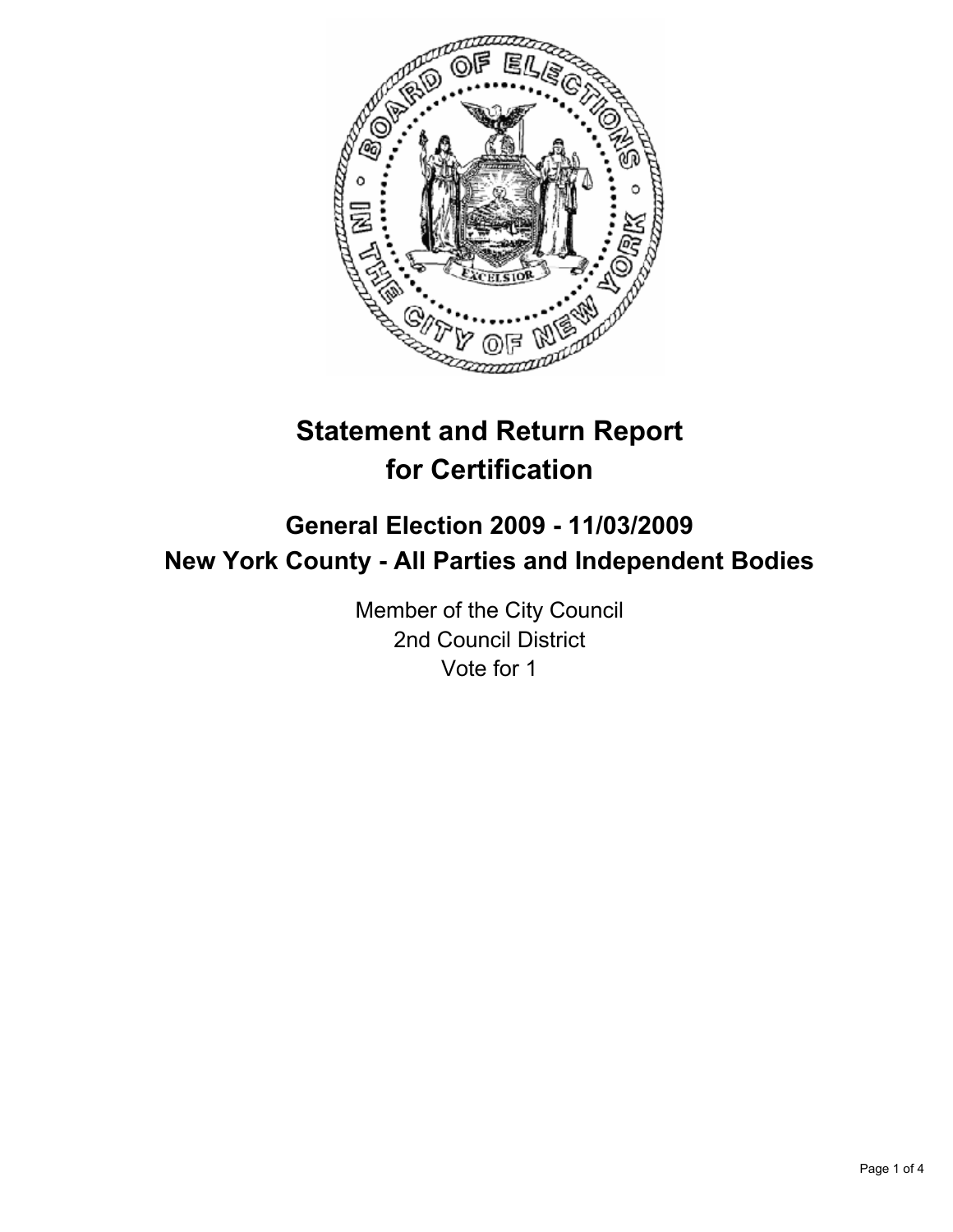# Statement and Return Report for Certification

## General Election 2009 - 11/03/2009
## New York County - All Parties and Independent Bodies

Member of the City Council
2nd Council District
Vote for 1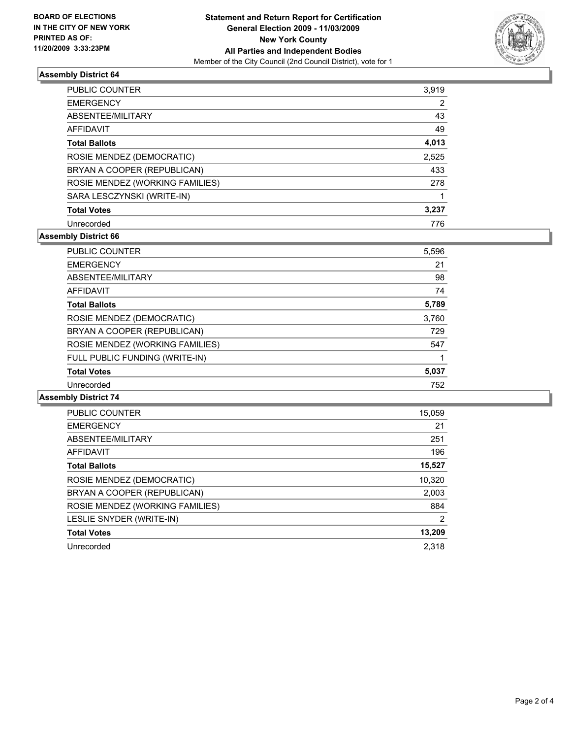**BOARD OF ELECTIONS IN THE CITY OF NEW YORK PRINTED AS OF: 11/20/2009 3:33:23PM**

**Statement and Return Report for Certification**
**General Election 2009 - 11/03/2009**
**New York County**
**All Parties and Independent Bodies**
Member of the City Council (2nd Council District), vote for 1

### Assembly District 64

| | |
|---|---|
| PUBLIC COUNTER | 3,919 |
| EMERGENCY | 2 |
| ABSENTEE/MILITARY | 43 |
| AFFIDAVIT | 49 |
| **Total Ballots** | **4,013** |
| ROSIE MENDEZ (DEMOCRATIC) | 2,525 |
| BRYAN A COOPER (REPUBLICAN) | 433 |
| ROSIE MENDEZ (WORKING FAMILIES) | 278 |
| SARA LESCZYNSKI (WRITE-IN) | 1 |
| **Total Votes** | **3,237** |
| Unrecorded | 776 |

### Assembly District 66

| | |
|---|---|
| PUBLIC COUNTER | 5,596 |
| EMERGENCY | 21 |
| ABSENTEE/MILITARY | 98 |
| AFFIDAVIT | 74 |
| **Total Ballots** | **5,789** |
| ROSIE MENDEZ (DEMOCRATIC) | 3,760 |
| BRYAN A COOPER (REPUBLICAN) | 729 |
| ROSIE MENDEZ (WORKING FAMILIES) | 547 |
| FULL PUBLIC FUNDING (WRITE-IN) | 1 |
| **Total Votes** | **5,037** |
| Unrecorded | 752 |

### Assembly District 74

| | |
|---|---|
| PUBLIC COUNTER | 15,059 |
| EMERGENCY | 21 |
| ABSENTEE/MILITARY | 251 |
| AFFIDAVIT | 196 |
| **Total Ballots** | **15,527** |
| ROSIE MENDEZ (DEMOCRATIC) | 10,320 |
| BRYAN A COOPER (REPUBLICAN) | 2,003 |
| ROSIE MENDEZ (WORKING FAMILIES) | 884 |
| LESLIE SNYDER (WRITE-IN) | 2 |
| **Total Votes** | **13,209** |
| Unrecorded | 2,318 |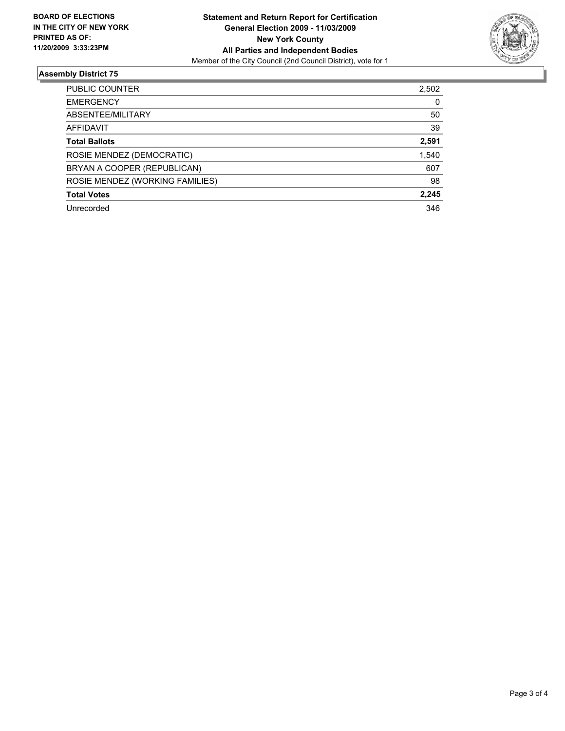**BOARD OF ELECTIONS IN THE CITY OF NEW YORK PRINTED AS OF: 11/20/2009 3:33:23PM**

**Statement and Return Report for Certification**
**General Election 2009 - 11/03/2009**
**New York County**
**All Parties and Independent Bodies**
Member of the City Council (2nd Council District), vote for 1

## Assembly District 75

| | |
|---|---|
| PUBLIC COUNTER | 2,502 |
| EMERGENCY | 0 |
| ABSENTEE/MILITARY | 50 |
| AFFIDAVIT | 39 |
| **Total Ballots** | **2,591** |
| ROSIE MENDEZ (DEMOCRATIC) | 1,540 |
| BRYAN A COOPER (REPUBLICAN) | 607 |
| ROSIE MENDEZ (WORKING FAMILIES) | 98 |
| **Total Votes** | **2,245** |
| Unrecorded | 346 |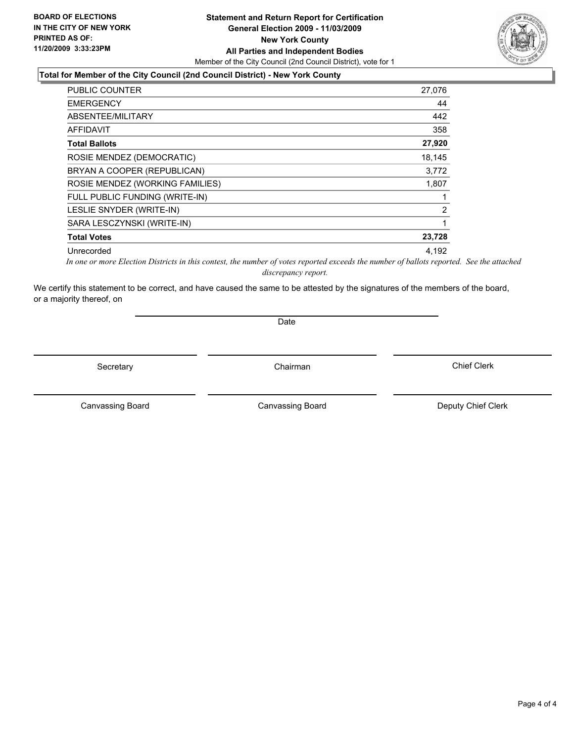**BOARD OF ELECTIONS IN THE CITY OF NEW YORK PRINTED AS OF: 11/20/2009 3:33:23PM**

**Statement and Return Report for Certification**
**General Election 2009 - 11/03/2009**
**New York County**
**All Parties and Independent Bodies**
Member of the City Council (2nd Council District), vote for 1

**Total for Member of the City Council (2nd Council District) - New York County**

| | |
|---|---|
| PUBLIC COUNTER | 27,076 |
| EMERGENCY | 44 |
| ABSENTEE/MILITARY | 442 |
| AFFIDAVIT | 358 |
| **Total Ballots** | **27,920** |
| ROSIE MENDEZ (DEMOCRATIC) | 18,145 |
| BRYAN A COOPER (REPUBLICAN) | 3,772 |
| ROSIE MENDEZ (WORKING FAMILIES) | 1,807 |
| FULL PUBLIC FUNDING (WRITE-IN) | 1 |
| LESLIE SNYDER (WRITE-IN) | 2 |
| SARA LESCZYNSKI (WRITE-IN) | 1 |
| **Total Votes** | **23,728** |
| Unrecorded | 4,192 |

*In one or more Election Districts in this contest, the number of votes reported exceeds the number of ballots reported. See the attached discrepancy report.*

We certify this statement to be correct, and have caused the same to be attested by the signatures of the members of the board, or a majority thereof, on

Date

Secretary | Chairman | Chief Clerk

Canvassing Board | Canvassing Board | Deputy Chief Clerk